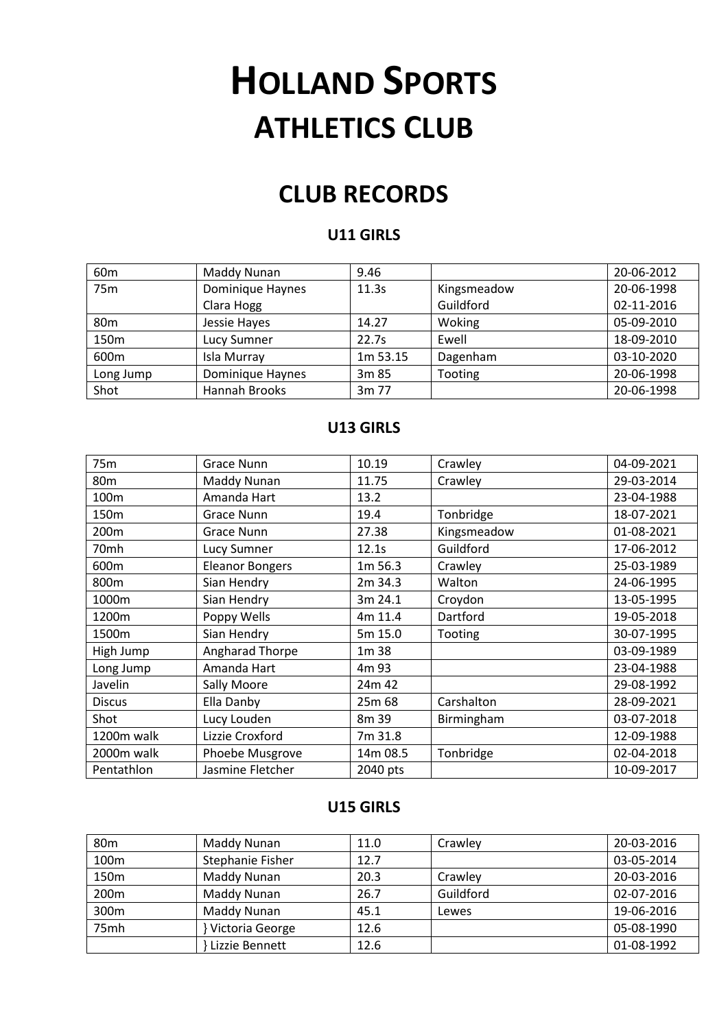# HOLLAND SPORTS ATHLETICS CLUB

## CLUB RECORDS

### U11 GIRLS

| | | | | |
|---|---|---|---|---|
| 60m | Maddy Nunan | 9.46 | | 20-06-2012 |
| 75m | Dominique Haynes | 11.3s | Kingsmeadow | 20-06-1998 |
| | Clara Hogg | | Guildford | 02-11-2016 |
| 80m | Jessie Hayes | 14.27 | Woking | 05-09-2010 |
| 150m | Lucy Sumner | 22.7s | Ewell | 18-09-2010 |
| 600m | Isla Murray | 1m 53.15 | Dagenham | 03-10-2020 |
| Long Jump | Dominique Haynes | 3m 85 | Tooting | 20-06-1998 |
| Shot | Hannah Brooks | 3m 77 | | 20-06-1998 |

### U13 GIRLS

| | | | | |
|---|---|---|---|---|
| 75m | Grace Nunn | 10.19 | Crawley | 04-09-2021 |
| 80m | Maddy Nunan | 11.75 | Crawley | 29-03-2014 |
| 100m | Amanda Hart | 13.2 | | 23-04-1988 |
| 150m | Grace Nunn | 19.4 | Tonbridge | 18-07-2021 |
| 200m | Grace Nunn | 27.38 | Kingsmeadow | 01-08-2021 |
| 70mh | Lucy Sumner | 12.1s | Guildford | 17-06-2012 |
| 600m | Eleanor Bongers | 1m 56.3 | Crawley | 25-03-1989 |
| 800m | Sian Hendry | 2m 34.3 | Walton | 24-06-1995 |
| 1000m | Sian Hendry | 3m 24.1 | Croydon | 13-05-1995 |
| 1200m | Poppy Wells | 4m 11.4 | Dartford | 19-05-2018 |
| 1500m | Sian Hendry | 5m 15.0 | Tooting | 30-07-1995 |
| High Jump | Angharad Thorpe | 1m 38 | | 03-09-1989 |
| Long Jump | Amanda Hart | 4m 93 | | 23-04-1988 |
| Javelin | Sally Moore | 24m 42 | | 29-08-1992 |
| Discus | Ella Danby | 25m 68 | Carshalton | 28-09-2021 |
| Shot | Lucy Louden | 8m 39 | Birmingham | 03-07-2018 |
| 1200m walk | Lizzie Croxford | 7m 31.8 | | 12-09-1988 |
| 2000m walk | Phoebe Musgrove | 14m 08.5 | Tonbridge | 02-04-2018 |
| Pentathlon | Jasmine Fletcher | 2040 pts | | 10-09-2017 |

### U15 GIRLS

| | | | | |
|---|---|---|---|---|
| 80m | Maddy Nunan | 11.0 | Crawley | 20-03-2016 |
| 100m | Stephanie Fisher | 12.7 | | 03-05-2014 |
| 150m | Maddy Nunan | 20.3 | Crawley | 20-03-2016 |
| 200m | Maddy Nunan | 26.7 | Guildford | 02-07-2016 |
| 300m | Maddy Nunan | 45.1 | Lewes | 19-06-2016 |
| 75mh | } Victoria George | 12.6 | | 05-08-1990 |
| | } Lizzie Bennett | 12.6 | | 01-08-1992 |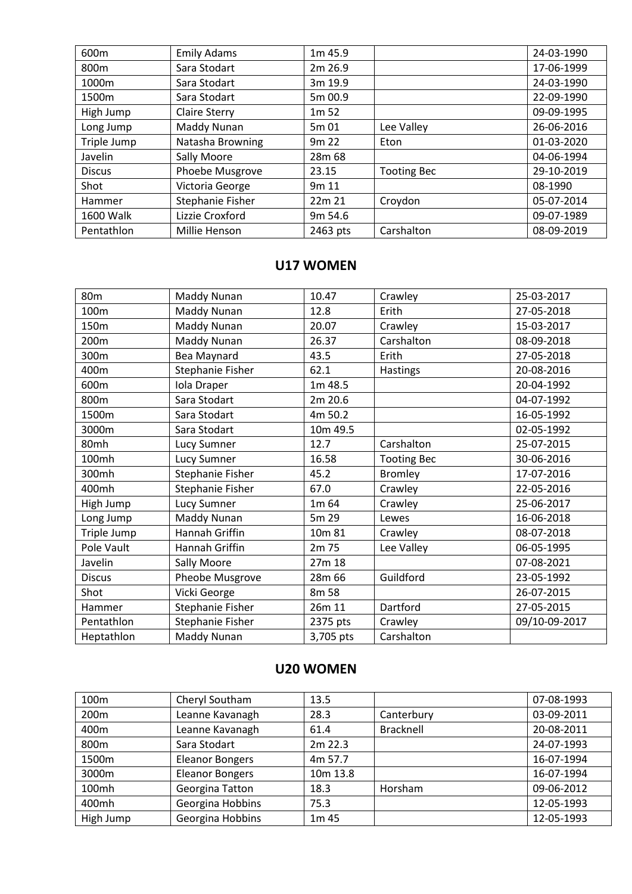| 600m | Emily Adams | 1m 45.9 | | 24-03-1990 |
|---|---|---|---|---|
| 800m | Sara Stodart | 2m 26.9 | | 17-06-1999 |
| 1000m | Sara Stodart | 3m 19.9 | | 24-03-1990 |
| 1500m | Sara Stodart | 5m 00.9 | | 22-09-1990 |
| High Jump | Claire Sterry | 1m 52 | | 09-09-1995 |
| Long Jump | Maddy Nunan | 5m 01 | Lee Valley | 26-06-2016 |
| Triple Jump | Natasha Browning | 9m 22 | Eton | 01-03-2020 |
| Javelin | Sally Moore | 28m 68 | | 04-06-1994 |
| Discus | Phoebe Musgrove | 23.15 | Tooting Bec | 29-10-2019 |
| Shot | Victoria George | 9m 11 | | 08-1990 |
| Hammer | Stephanie Fisher | 22m 21 | Croydon | 05-07-2014 |
| 1600 Walk | Lizzie Croxford | 9m 54.6 | | 09-07-1989 |
| Pentathlon | Millie Henson | 2463 pts | Carshalton | 08-09-2019 |

## U17 WOMEN

| 80m | Maddy Nunan | 10.47 | Crawley | 25-03-2017 |
|---|---|---|---|---|
| 100m | Maddy Nunan | 12.8 | Erith | 27-05-2018 |
| 150m | Maddy Nunan | 20.07 | Crawley | 15-03-2017 |
| 200m | Maddy Nunan | 26.37 | Carshalton | 08-09-2018 |
| 300m | Bea Maynard | 43.5 | Erith | 27-05-2018 |
| 400m | Stephanie Fisher | 62.1 | Hastings | 20-08-2016 |
| 600m | Iola Draper | 1m 48.5 | | 20-04-1992 |
| 800m | Sara Stodart | 2m 20.6 | | 04-07-1992 |
| 1500m | Sara Stodart | 4m 50.2 | | 16-05-1992 |
| 3000m | Sara Stodart | 10m 49.5 | | 02-05-1992 |
| 80mh | Lucy Sumner | 12.7 | Carshalton | 25-07-2015 |
| 100mh | Lucy Sumner | 16.58 | Tooting Bec | 30-06-2016 |
| 300mh | Stephanie Fisher | 45.2 | Bromley | 17-07-2016 |
| 400mh | Stephanie Fisher | 67.0 | Crawley | 22-05-2016 |
| High Jump | Lucy Sumner | 1m 64 | Crawley | 25-06-2017 |
| Long Jump | Maddy Nunan | 5m 29 | Lewes | 16-06-2018 |
| Triple Jump | Hannah Griffin | 10m 81 | Crawley | 08-07-2018 |
| Pole Vault | Hannah Griffin | 2m 75 | Lee Valley | 06-05-1995 |
| Javelin | Sally Moore | 27m 18 | | 07-08-2021 |
| Discus | Pheobe Musgrove | 28m 66 | Guildford | 23-05-1992 |
| Shot | Vicki George | 8m 58 | | 26-07-2015 |
| Hammer | Stephanie Fisher | 26m 11 | Dartford | 27-05-2015 |
| Pentathlon | Stephanie Fisher | 2375 pts | Crawley | 09/10-09-2017 |
| Heptathlon | Maddy Nunan | 3,705 pts | Carshalton | |

## U20 WOMEN

| 100m | Cheryl Southam | 13.5 | | 07-08-1993 |
|---|---|---|---|---|
| 200m | Leanne Kavanagh | 28.3 | Canterbury | 03-09-2011 |
| 400m | Leanne Kavanagh | 61.4 | Bracknell | 20-08-2011 |
| 800m | Sara Stodart | 2m 22.3 | | 24-07-1993 |
| 1500m | Eleanor Bongers | 4m 57.7 | | 16-07-1994 |
| 3000m | Eleanor Bongers | 10m 13.8 | | 16-07-1994 |
| 100mh | Georgina Tatton | 18.3 | Horsham | 09-06-2012 |
| 400mh | Georgina Hobbins | 75.3 | | 12-05-1993 |
| High Jump | Georgina Hobbins | 1m 45 | | 12-05-1993 |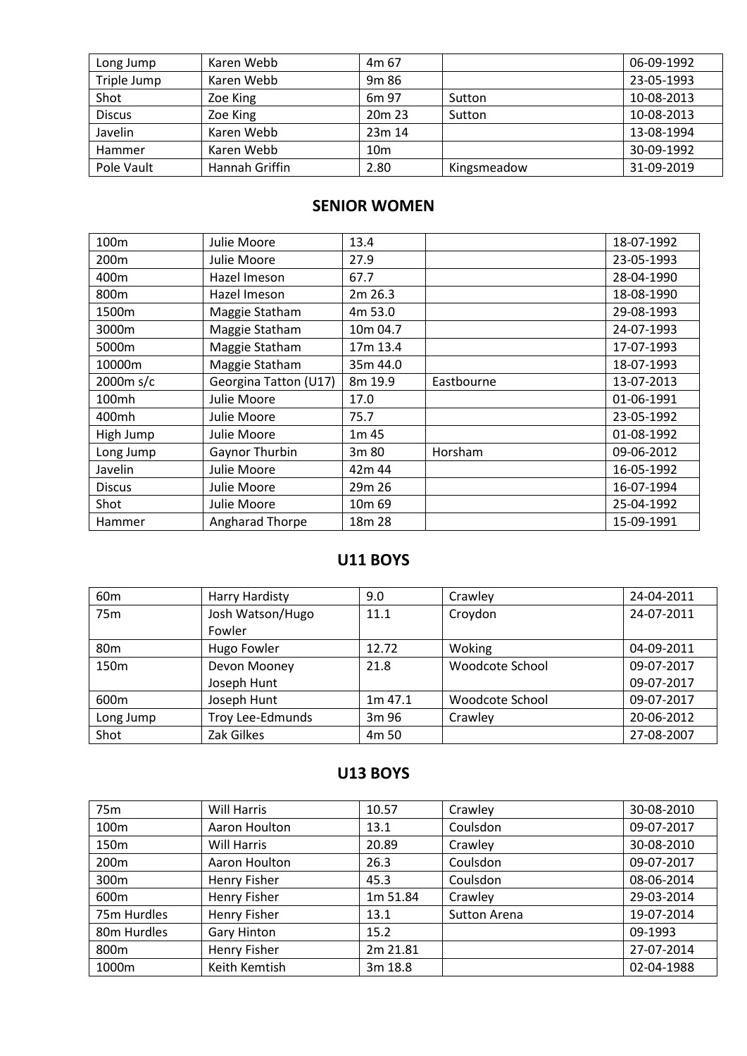| | | | | |
|---|---|---|---|---|
| Long Jump | Karen Webb | 4m 67 | | 06-09-1992 |
| Triple Jump | Karen Webb | 9m 86 | | 23-05-1993 |
| Shot | Zoe King | 6m 97 | Sutton | 10-08-2013 |
| Discus | Zoe King | 20m 23 | Sutton | 10-08-2013 |
| Javelin | Karen Webb | 23m 14 | | 13-08-1994 |
| Hammer | Karen Webb | 10m | | 30-09-1992 |
| Pole Vault | Hannah Griffin | 2.80 | Kingsmeadow | 31-09-2019 |

## SENIOR WOMEN

| | | | | |
|---|---|---|---|---|
| 100m | Julie Moore | 13.4 | | 18-07-1992 |
| 200m | Julie Moore | 27.9 | | 23-05-1993 |
| 400m | Hazel Imeson | 67.7 | | 28-04-1990 |
| 800m | Hazel Imeson | 2m 26.3 | | 18-08-1990 |
| 1500m | Maggie Statham | 4m 53.0 | | 29-08-1993 |
| 3000m | Maggie Statham | 10m 04.7 | | 24-07-1993 |
| 5000m | Maggie Statham | 17m 13.4 | | 17-07-1993 |
| 10000m | Maggie Statham | 35m 44.0 | | 18-07-1993 |
| 2000m s/c | Georgina Tatton (U17) | 8m 19.9 | Eastbourne | 13-07-2013 |
| 100mh | Julie Moore | 17.0 | | 01-06-1991 |
| 400mh | Julie Moore | 75.7 | | 23-05-1992 |
| High Jump | Julie Moore | 1m 45 | | 01-08-1992 |
| Long Jump | Gaynor Thurbin | 3m 80 | Horsham | 09-06-2012 |
| Javelin | Julie Moore | 42m 44 | | 16-05-1992 |
| Discus | Julie Moore | 29m 26 | | 16-07-1994 |
| Shot | Julie Moore | 10m 69 | | 25-04-1992 |
| Hammer | Angharad Thorpe | 18m 28 | | 15-09-1991 |

## U11 BOYS

| | | | | |
|---|---|---|---|---|
| 60m | Harry Hardisty | 9.0 | Crawley | 24-04-2011 |
| 75m | Josh Watson/Hugo Fowler | 11.1 | Croydon | 24-07-2011 |
| 80m | Hugo Fowler | 12.72 | Woking | 04-09-2011 |
| 150m | Devon Mooney<br>Joseph Hunt | 21.8 | Woodcote School | 09-07-2017<br>09-07-2017 |
| 600m | Joseph Hunt | 1m 47.1 | Woodcote School | 09-07-2017 |
| Long Jump | Troy Lee-Edmunds | 3m 96 | Crawley | 20-06-2012 |
| Shot | Zak Gilkes | 4m 50 | | 27-08-2007 |

## U13 BOYS

| | | | | |
|---|---|---|---|---|
| 75m | Will Harris | 10.57 | Crawley | 30-08-2010 |
| 100m | Aaron Houlton | 13.1 | Coulsdon | 09-07-2017 |
| 150m | Will Harris | 20.89 | Crawley | 30-08-2010 |
| 200m | Aaron Houlton | 26.3 | Coulsdon | 09-07-2017 |
| 300m | Henry Fisher | 45.3 | Coulsdon | 08-06-2014 |
| 600m | Henry Fisher | 1m 51.84 | Crawley | 29-03-2014 |
| 75m Hurdles | Henry Fisher | 13.1 | Sutton Arena | 19-07-2014 |
| 80m Hurdles | Gary Hinton | 15.2 | | 09-1993 |
| 800m | Henry Fisher | 2m 21.81 | | 27-07-2014 |
| 1000m | Keith Kemtish | 3m 18.8 | | 02-04-1988 |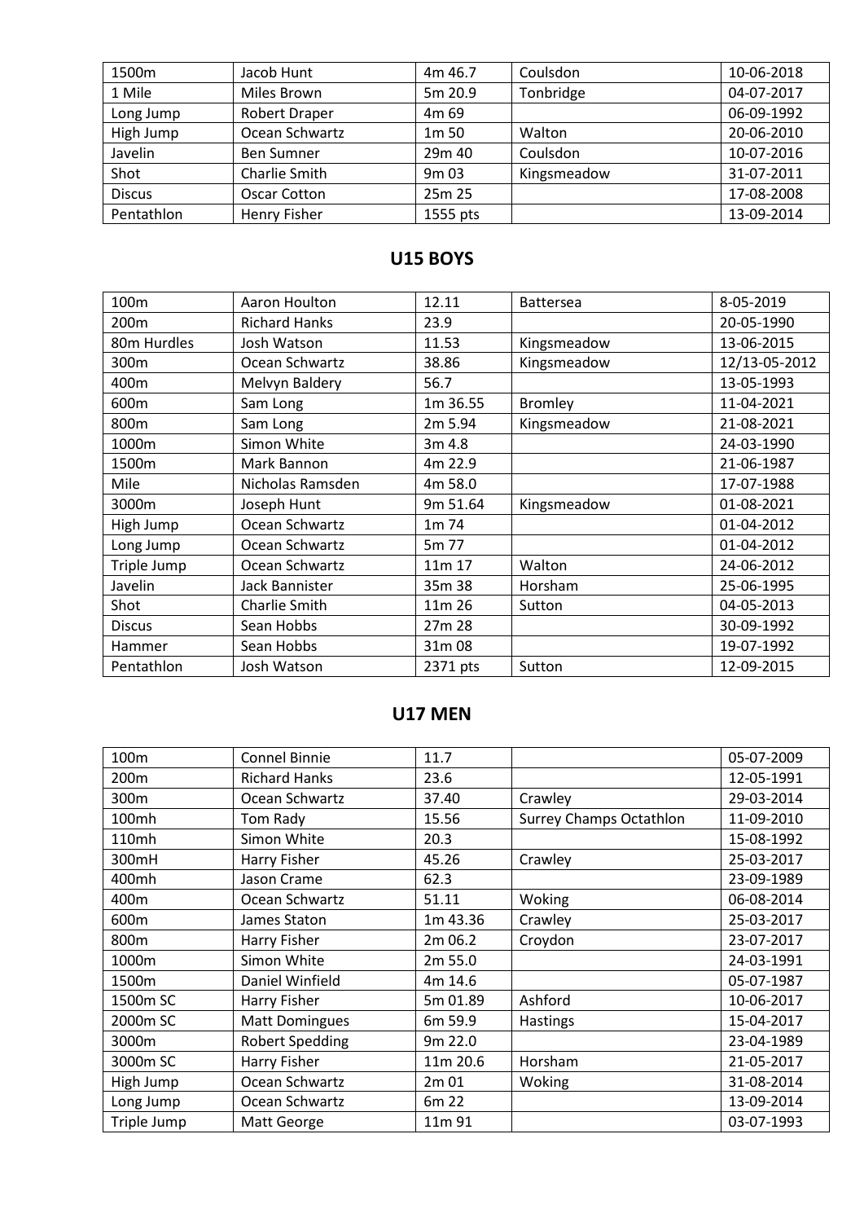| 1500m | Jacob Hunt | 4m 46.7 | Coulsdon | 10-06-2018 |
|---|---|---|---|---|
| 1 Mile | Miles Brown | 5m 20.9 | Tonbridge | 04-07-2017 |
| Long Jump | Robert Draper | 4m 69 | | 06-09-1992 |
| High Jump | Ocean Schwartz | 1m 50 | Walton | 20-06-2010 |
| Javelin | Ben Sumner | 29m 40 | Coulsdon | 10-07-2016 |
| Shot | Charlie Smith | 9m 03 | Kingsmeadow | 31-07-2011 |
| Discus | Oscar Cotton | 25m 25 | | 17-08-2008 |
| Pentathlon | Henry Fisher | 1555 pts | | 13-09-2014 |

## U15 BOYS

| 100m | Aaron Houlton | 12.11 | Battersea | 8-05-2019 |
|---|---|---|---|---|
| 200m | Richard Hanks | 23.9 | | 20-05-1990 |
| 80m Hurdles | Josh Watson | 11.53 | Kingsmeadow | 13-06-2015 |
| 300m | Ocean Schwartz | 38.86 | Kingsmeadow | 12/13-05-2012 |
| 400m | Melvyn Baldery | 56.7 | | 13-05-1993 |
| 600m | Sam Long | 1m 36.55 | Bromley | 11-04-2021 |
| 800m | Sam Long | 2m 5.94 | Kingsmeadow | 21-08-2021 |
| 1000m | Simon White | 3m 4.8 | | 24-03-1990 |
| 1500m | Mark Bannon | 4m 22.9 | | 21-06-1987 |
| Mile | Nicholas Ramsden | 4m 58.0 | | 17-07-1988 |
| 3000m | Joseph Hunt | 9m 51.64 | Kingsmeadow | 01-08-2021 |
| High Jump | Ocean Schwartz | 1m 74 | | 01-04-2012 |
| Long Jump | Ocean Schwartz | 5m 77 | | 01-04-2012 |
| Triple Jump | Ocean Schwartz | 11m 17 | Walton | 24-06-2012 |
| Javelin | Jack Bannister | 35m 38 | Horsham | 25-06-1995 |
| Shot | Charlie Smith | 11m 26 | Sutton | 04-05-2013 |
| Discus | Sean Hobbs | 27m 28 | | 30-09-1992 |
| Hammer | Sean Hobbs | 31m 08 | | 19-07-1992 |
| Pentathlon | Josh Watson | 2371 pts | Sutton | 12-09-2015 |

## U17 MEN

| 100m | Connel Binnie | 11.7 | | 05-07-2009 |
|---|---|---|---|---|
| 200m | Richard Hanks | 23.6 | | 12-05-1991 |
| 300m | Ocean Schwartz | 37.40 | Crawley | 29-03-2014 |
| 100mh | Tom Rady | 15.56 | Surrey Champs Octathlon | 11-09-2010 |
| 110mh | Simon White | 20.3 | | 15-08-1992 |
| 300mH | Harry Fisher | 45.26 | Crawley | 25-03-2017 |
| 400mh | Jason Crame | 62.3 | | 23-09-1989 |
| 400m | Ocean Schwartz | 51.11 | Woking | 06-08-2014 |
| 600m | James Staton | 1m 43.36 | Crawley | 25-03-2017 |
| 800m | Harry Fisher | 2m 06.2 | Croydon | 23-07-2017 |
| 1000m | Simon White | 2m 55.0 | | 24-03-1991 |
| 1500m | Daniel Winfield | 4m 14.6 | | 05-07-1987 |
| 1500m SC | Harry Fisher | 5m 01.89 | Ashford | 10-06-2017 |
| 2000m SC | Matt Domingues | 6m 59.9 | Hastings | 15-04-2017 |
| 3000m | Robert Spedding | 9m 22.0 | | 23-04-1989 |
| 3000m SC | Harry Fisher | 11m 20.6 | Horsham | 21-05-2017 |
| High Jump | Ocean Schwartz | 2m 01 | Woking | 31-08-2014 |
| Long Jump | Ocean Schwartz | 6m 22 | | 13-09-2014 |
| Triple Jump | Matt George | 11m 91 | | 03-07-1993 |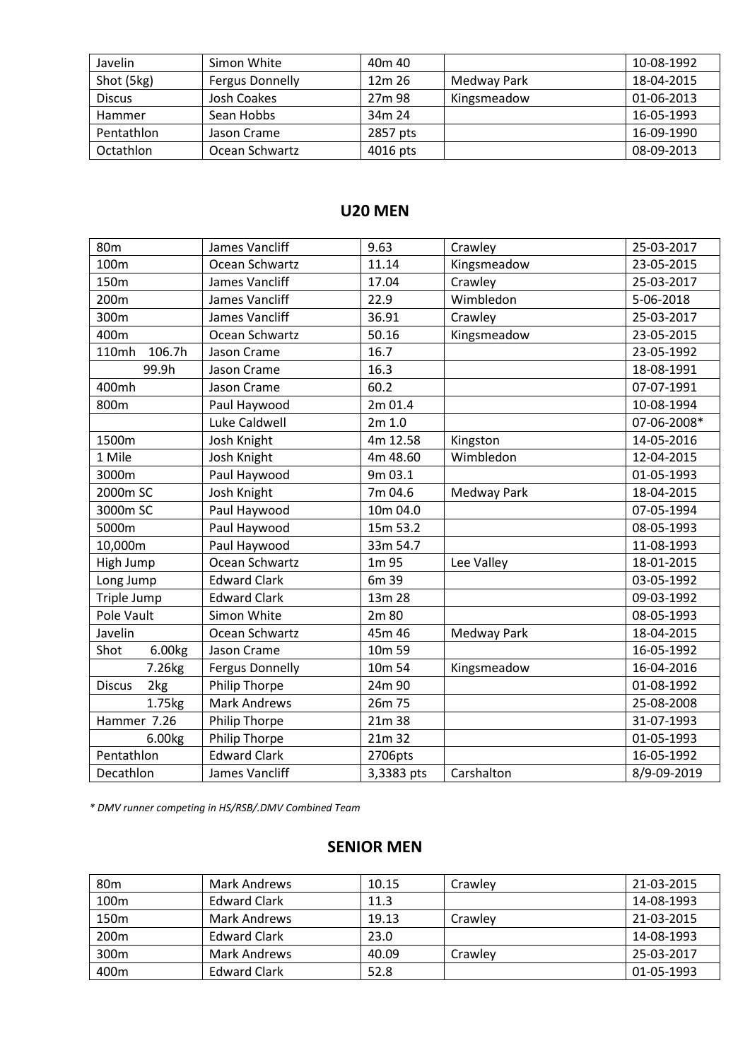| Javelin | Simon White | 40m 40 | | 10-08-1992 |
|---|---|---|---|---|
| Shot (5kg) | Fergus Donnelly | 12m 26 | Medway Park | 18-04-2015 |
| Discus | Josh Coakes | 27m 98 | Kingsmeadow | 01-06-2013 |
| Hammer | Sean Hobbs | 34m 24 | | 16-05-1993 |
| Pentathlon | Jason Crame | 2857 pts | | 16-09-1990 |
| Octathlon | Ocean Schwartz | 4016 pts | | 08-09-2013 |

## U20 MEN

| 80m | James Vancliff | 9.63 | Crawley | 25-03-2017 |
|---|---|---|---|---|
| 100m | Ocean Schwartz | 11.14 | Kingsmeadow | 23-05-2015 |
| 150m | James Vancliff | 17.04 | Crawley | 25-03-2017 |
| 200m | James Vancliff | 22.9 | Wimbledon | 5-06-2018 |
| 300m | James Vancliff | 36.91 | Crawley | 25-03-2017 |
| 400m | Ocean Schwartz | 50.16 | Kingsmeadow | 23-05-2015 |
| 110mh 106.7h | Jason Crame | 16.7 | | 23-05-1992 |
| 99.9h | Jason Crame | 16.3 | | 18-08-1991 |
| 400mh | Jason Crame | 60.2 | | 07-07-1991 |
| 800m | Paul Haywood | 2m 01.4 | | 10-08-1994 |
| | Luke Caldwell | 2m 1.0 | | 07-06-2008* |
| 1500m | Josh Knight | 4m 12.58 | Kingston | 14-05-2016 |
| 1 Mile | Josh Knight | 4m 48.60 | Wimbledon | 12-04-2015 |
| 3000m | Paul Haywood | 9m 03.1 | | 01-05-1993 |
| 2000m SC | Josh Knight | 7m 04.6 | Medway Park | 18-04-2015 |
| 3000m SC | Paul Haywood | 10m 04.0 | | 07-05-1994 |
| 5000m | Paul Haywood | 15m 53.2 | | 08-05-1993 |
| 10,000m | Paul Haywood | 33m 54.7 | | 11-08-1993 |
| High Jump | Ocean Schwartz | 1m 95 | Lee Valley | 18-01-2015 |
| Long Jump | Edward Clark | 6m 39 | | 03-05-1992 |
| Triple Jump | Edward Clark | 13m 28 | | 09-03-1992 |
| Pole Vault | Simon White | 2m 80 | | 08-05-1993 |
| Javelin | Ocean Schwartz | 45m 46 | Medway Park | 18-04-2015 |
| Shot 6.00kg | Jason Crame | 10m 59 | | 16-05-1992 |
| 7.26kg | Fergus Donnelly | 10m 54 | Kingsmeadow | 16-04-2016 |
| Discus 2kg | Philip Thorpe | 24m 90 | | 01-08-1992 |
| 1.75kg | Mark Andrews | 26m 75 | | 25-08-2008 |
| Hammer 7.26 | Philip Thorpe | 21m 38 | | 31-07-1993 |
| 6.00kg | Philip Thorpe | 21m 32 | | 01-05-1993 |
| Pentathlon | Edward Clark | 2706pts | | 16-05-1992 |
| Decathlon | James Vancliff | 3,3383 pts | Carshalton | 8/9-09-2019 |

*\* DMV runner competing in HS/RSB/.DMV Combined Team*

## SENIOR MEN

| 80m | Mark Andrews | 10.15 | Crawley | 21-03-2015 |
|---|---|---|---|---|
| 100m | Edward Clark | 11.3 | | 14-08-1993 |
| 150m | Mark Andrews | 19.13 | Crawley | 21-03-2015 |
| 200m | Edward Clark | 23.0 | | 14-08-1993 |
| 300m | Mark Andrews | 40.09 | Crawley | 25-03-2017 |
| 400m | Edward Clark | 52.8 | | 01-05-1993 |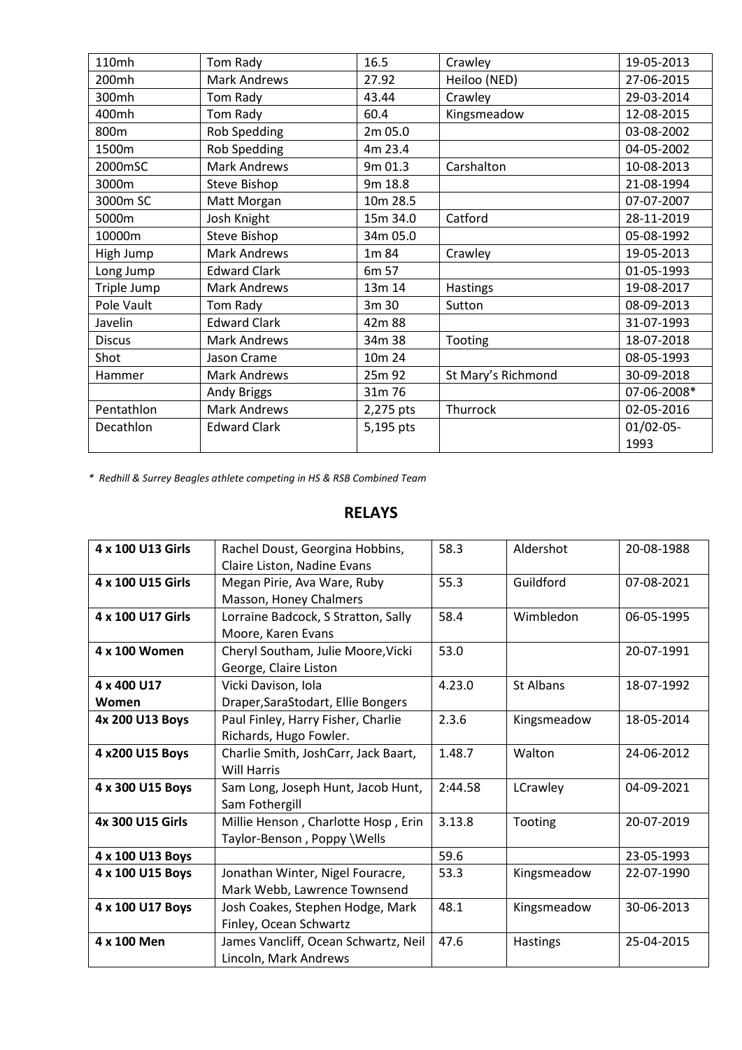| 110mh | Tom Rady | 16.5 | Crawley | 19-05-2013 |
|---|---|---|---|---|
| 200mh | Mark Andrews | 27.92 | Heiloo (NED) | 27-06-2015 |
| 300mh | Tom Rady | 43.44 | Crawley | 29-03-2014 |
| 400mh | Tom Rady | 60.4 | Kingsmeadow | 12-08-2015 |
| 800m | Rob Spedding | 2m 05.0 | | 03-08-2002 |
| 1500m | Rob Spedding | 4m 23.4 | | 04-05-2002 |
| 2000mSC | Mark Andrews | 9m 01.3 | Carshalton | 10-08-2013 |
| 3000m | Steve Bishop | 9m 18.8 | | 21-08-1994 |
| 3000m SC | Matt Morgan | 10m 28.5 | | 07-07-2007 |
| 5000m | Josh Knight | 15m 34.0 | Catford | 28-11-2019 |
| 10000m | Steve Bishop | 34m 05.0 | | 05-08-1992 |
| High Jump | Mark Andrews | 1m 84 | Crawley | 19-05-2013 |
| Long Jump | Edward Clark | 6m 57 | | 01-05-1993 |
| Triple Jump | Mark Andrews | 13m 14 | Hastings | 19-08-2017 |
| Pole Vault | Tom Rady | 3m 30 | Sutton | 08-09-2013 |
| Javelin | Edward Clark | 42m 88 | | 31-07-1993 |
| Discus | Mark Andrews | 34m 38 | Tooting | 18-07-2018 |
| Shot | Jason Crame | 10m 24 | | 08-05-1993 |
| Hammer | Mark Andrews | 25m 92 | St Mary's Richmond | 30-09-2018 |
| | Andy Briggs | 31m 76 | | 07-06-2008* |
| Pentathlon | Mark Andrews | 2,275 pts | Thurrock | 02-05-2016 |
| Decathlon | Edward Clark | 5,195 pts | | 01/02-05-1993 |

*\* Redhill & Surrey Beagles athlete competing in HS & RSB Combined Team*

## RELAYS

| **4 x 100 U13 Girls** | Rachel Doust, Georgina Hobbins, Claire Liston, Nadine Evans | 58.3 | Aldershot | 20-08-1988 |
|---|---|---|---|---|
| **4 x 100 U15 Girls** | Megan Pirie, Ava Ware, Ruby Masson, Honey Chalmers | 55.3 | Guildford | 07-08-2021 |
| **4 x 100 U17 Girls** | Lorraine Badcock, S Stratton, Sally Moore, Karen Evans | 58.4 | Wimbledon | 06-05-1995 |
| **4 x 100 Women** | Cheryl Southam, Julie Moore,Vicki George, Claire Liston | 53.0 | | 20-07-1991 |
| **4 x 400 U17 Women** | Vicki Davison, Iola Draper,SaraStodart, Ellie Bongers | 4.23.0 | St Albans | 18-07-1992 |
| **4x 200 U13 Boys** | Paul Finley, Harry Fisher, Charlie Richards, Hugo Fowler. | 2.3.6 | Kingsmeadow | 18-05-2014 |
| **4 x200 U15 Boys** | Charlie Smith, JoshCarr, Jack Baart, Will Harris | 1.48.7 | Walton | 24-06-2012 |
| **4 x 300 U15 Boys** | Sam Long, Joseph Hunt, Jacob Hunt, Sam Fothergill | 2:44.58 | LCrawley | 04-09-2021 |
| **4x 300 U15 Girls** | Millie Henson , Charlotte Hosp , Erin Taylor-Benson , Poppy \Wells | 3.13.8 | Tooting | 20-07-2019 |
| **4 x 100 U13 Boys** | | 59.6 | | 23-05-1993 |
| **4 x 100 U15 Boys** | Jonathan Winter, Nigel Fouracre, Mark Webb, Lawrence Townsend | 53.3 | Kingsmeadow | 22-07-1990 |
| **4 x 100 U17 Boys** | Josh Coakes, Stephen Hodge, Mark Finley, Ocean Schwartz | 48.1 | Kingsmeadow | 30-06-2013 |
| **4 x 100 Men** | James Vancliff, Ocean Schwartz, Neil Lincoln, Mark Andrews | 47.6 | Hastings | 25-04-2015 |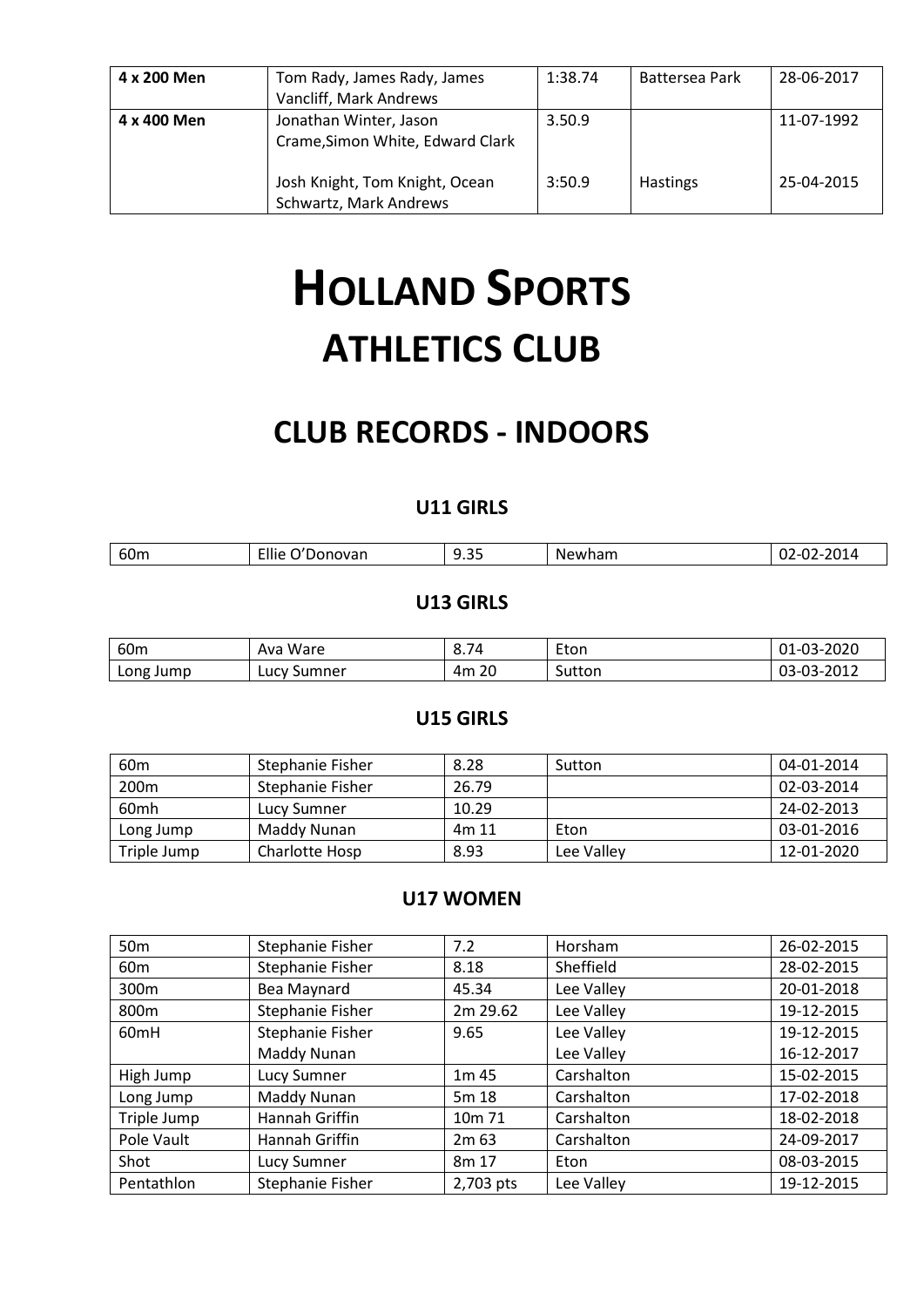| | | | | |
|---|---|---|---|---|
| **4 x 200 Men** | Tom Rady, James Rady, James Vancliff, Mark Andrews | 1:38.74 | Battersea Park | 28-06-2017 |
| **4 x 400 Men** | Jonathan Winter, Jason Crame,Simon White, Edward Clark | 3.50.9 | | 11-07-1992 |
| | Josh Knight, Tom Knight, Ocean Schwartz, Mark Andrews | 3:50.9 | Hastings | 25-04-2015 |

# HOLLAND SPORTS ATHLETICS CLUB

## CLUB RECORDS - INDOORS

### U11 GIRLS

| | | | | |
|---|---|---|---|---|
| 60m | Ellie O'Donovan | 9.35 | Newham | 02-02-2014 |

### U13 GIRLS

| | | | | |
|---|---|---|---|---|
| 60m | Ava Ware | 8.74 | Eton | 01-03-2020 |
| Long Jump | Lucy Sumner | 4m 20 | Sutton | 03-03-2012 |

### U15 GIRLS

| | | | | |
|---|---|---|---|---|
| 60m | Stephanie Fisher | 8.28 | Sutton | 04-01-2014 |
| 200m | Stephanie Fisher | 26.79 | | 02-03-2014 |
| 60mh | Lucy Sumner | 10.29 | | 24-02-2013 |
| Long Jump | Maddy Nunan | 4m 11 | Eton | 03-01-2016 |
| Triple Jump | Charlotte Hosp | 8.93 | Lee Valley | 12-01-2020 |

### U17 WOMEN

| | | | | |
|---|---|---|---|---|
| 50m | Stephanie Fisher | 7.2 | Horsham | 26-02-2015 |
| 60m | Stephanie Fisher | 8.18 | Sheffield | 28-02-2015 |
| 300m | Bea Maynard | 45.34 | Lee Valley | 20-01-2018 |
| 800m | Stephanie Fisher | 2m 29.62 | Lee Valley | 19-12-2015 |
| 60mH | Stephanie Fisher | 9.65 | Lee Valley | 19-12-2015 |
| | Maddy Nunan | | Lee Valley | 16-12-2017 |
| High Jump | Lucy Sumner | 1m 45 | Carshalton | 15-02-2015 |
| Long Jump | Maddy Nunan | 5m 18 | Carshalton | 17-02-2018 |
| Triple Jump | Hannah Griffin | 10m 71 | Carshalton | 18-02-2018 |
| Pole Vault | Hannah Griffin | 2m 63 | Carshalton | 24-09-2017 |
| Shot | Lucy Sumner | 8m 17 | Eton | 08-03-2015 |
| Pentathlon | Stephanie Fisher | 2,703 pts | Lee Valley | 19-12-2015 |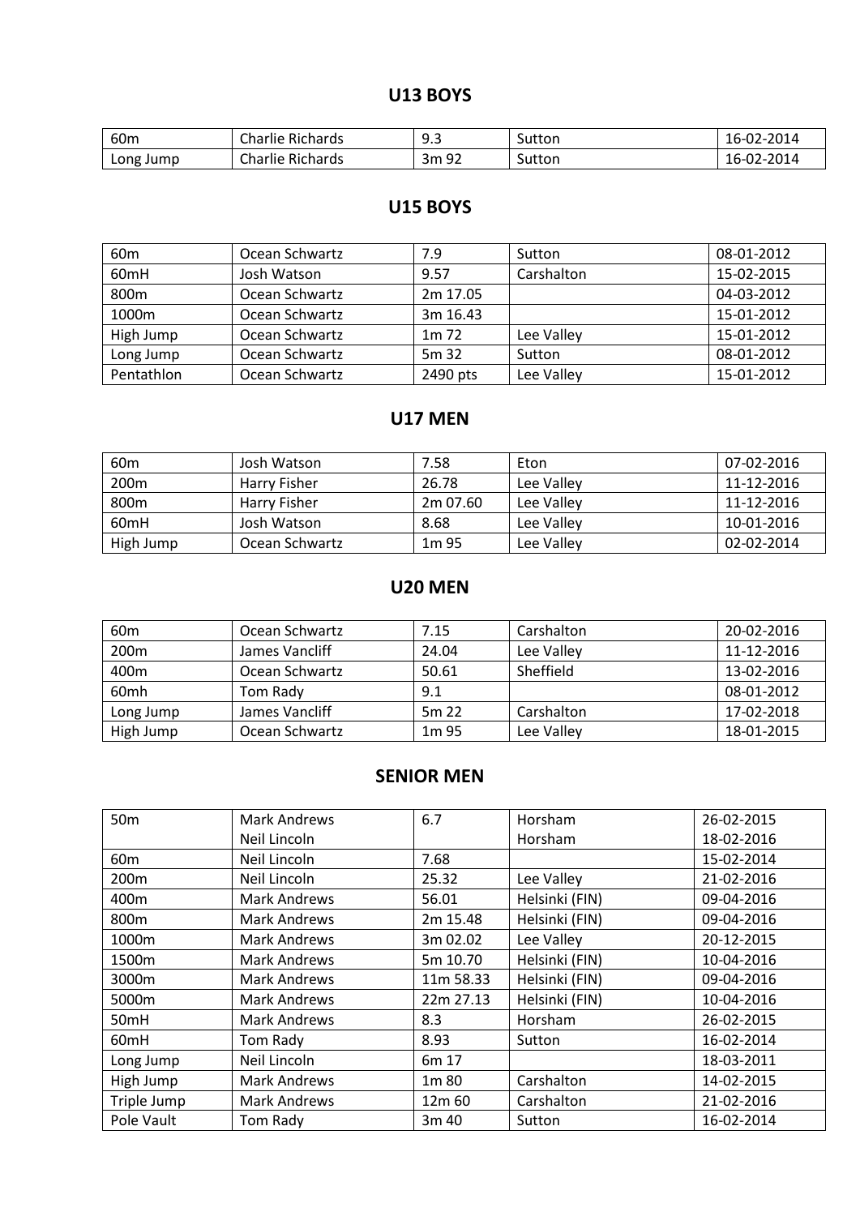## U13 BOYS

| | | | | |
|---|---|---|---|---|
| 60m | Charlie Richards | 9.3 | Sutton | 16-02-2014 |
| Long Jump | Charlie Richards | 3m 92 | Sutton | 16-02-2014 |

## U15 BOYS

| | | | | |
|---|---|---|---|---|
| 60m | Ocean Schwartz | 7.9 | Sutton | 08-01-2012 |
| 60mH | Josh Watson | 9.57 | Carshalton | 15-02-2015 |
| 800m | Ocean Schwartz | 2m 17.05 | | 04-03-2012 |
| 1000m | Ocean Schwartz | 3m 16.43 | | 15-01-2012 |
| High Jump | Ocean Schwartz | 1m 72 | Lee Valley | 15-01-2012 |
| Long Jump | Ocean Schwartz | 5m 32 | Sutton | 08-01-2012 |
| Pentathlon | Ocean Schwartz | 2490 pts | Lee Valley | 15-01-2012 |

## U17 MEN

| | | | | |
|---|---|---|---|---|
| 60m | Josh Watson | 7.58 | Eton | 07-02-2016 |
| 200m | Harry Fisher | 26.78 | Lee Valley | 11-12-2016 |
| 800m | Harry Fisher | 2m 07.60 | Lee Valley | 11-12-2016 |
| 60mH | Josh Watson | 8.68 | Lee Valley | 10-01-2016 |
| High Jump | Ocean Schwartz | 1m 95 | Lee Valley | 02-02-2014 |

## U20 MEN

| | | | | |
|---|---|---|---|---|
| 60m | Ocean Schwartz | 7.15 | Carshalton | 20-02-2016 |
| 200m | James Vancliff | 24.04 | Lee Valley | 11-12-2016 |
| 400m | Ocean Schwartz | 50.61 | Sheffield | 13-02-2016 |
| 60mh | Tom Rady | 9.1 | | 08-01-2012 |
| Long Jump | James Vancliff | 5m 22 | Carshalton | 17-02-2018 |
| High Jump | Ocean Schwartz | 1m 95 | Lee Valley | 18-01-2015 |

## SENIOR MEN

| | | | | |
|---|---|---|---|---|
| 50m | Mark Andrews<br>Neil Lincoln | 6.7 | Horsham<br>Horsham | 26-02-2015<br>18-02-2016 |
| 60m | Neil Lincoln | 7.68 | | 15-02-2014 |
| 200m | Neil Lincoln | 25.32 | Lee Valley | 21-02-2016 |
| 400m | Mark Andrews | 56.01 | Helsinki (FIN) | 09-04-2016 |
| 800m | Mark Andrews | 2m 15.48 | Helsinki (FIN) | 09-04-2016 |
| 1000m | Mark Andrews | 3m 02.02 | Lee Valley | 20-12-2015 |
| 1500m | Mark Andrews | 5m 10.70 | Helsinki (FIN) | 10-04-2016 |
| 3000m | Mark Andrews | 11m 58.33 | Helsinki (FIN) | 09-04-2016 |
| 5000m | Mark Andrews | 22m 27.13 | Helsinki (FIN) | 10-04-2016 |
| 50mH | Mark Andrews | 8.3 | Horsham | 26-02-2015 |
| 60mH | Tom Rady | 8.93 | Sutton | 16-02-2014 |
| Long Jump | Neil Lincoln | 6m 17 | | 18-03-2011 |
| High Jump | Mark Andrews | 1m 80 | Carshalton | 14-02-2015 |
| Triple Jump | Mark Andrews | 12m 60 | Carshalton | 21-02-2016 |
| Pole Vault | Tom Rady | 3m 40 | Sutton | 16-02-2014 |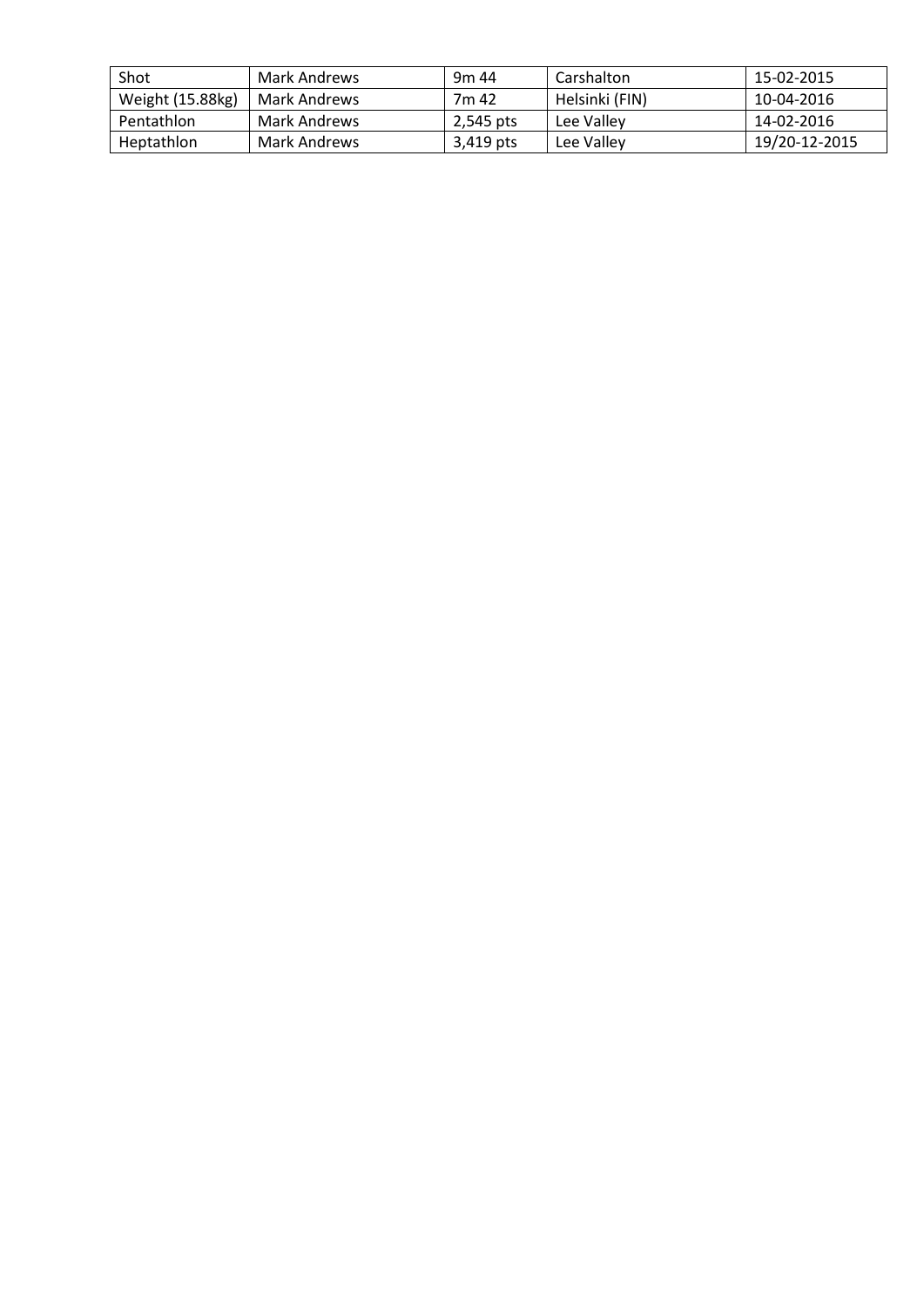| | | | | |
|---|---|---|---|---|
| Shot | Mark Andrews | 9m 44 | Carshalton | 15-02-2015 |
| Weight (15.88kg) | Mark Andrews | 7m 42 | Helsinki (FIN) | 10-04-2016 |
| Pentathlon | Mark Andrews | 2,545 pts | Lee Valley | 14-02-2016 |
| Heptathlon | Mark Andrews | 3,419 pts | Lee Valley | 19/20-12-2015 |